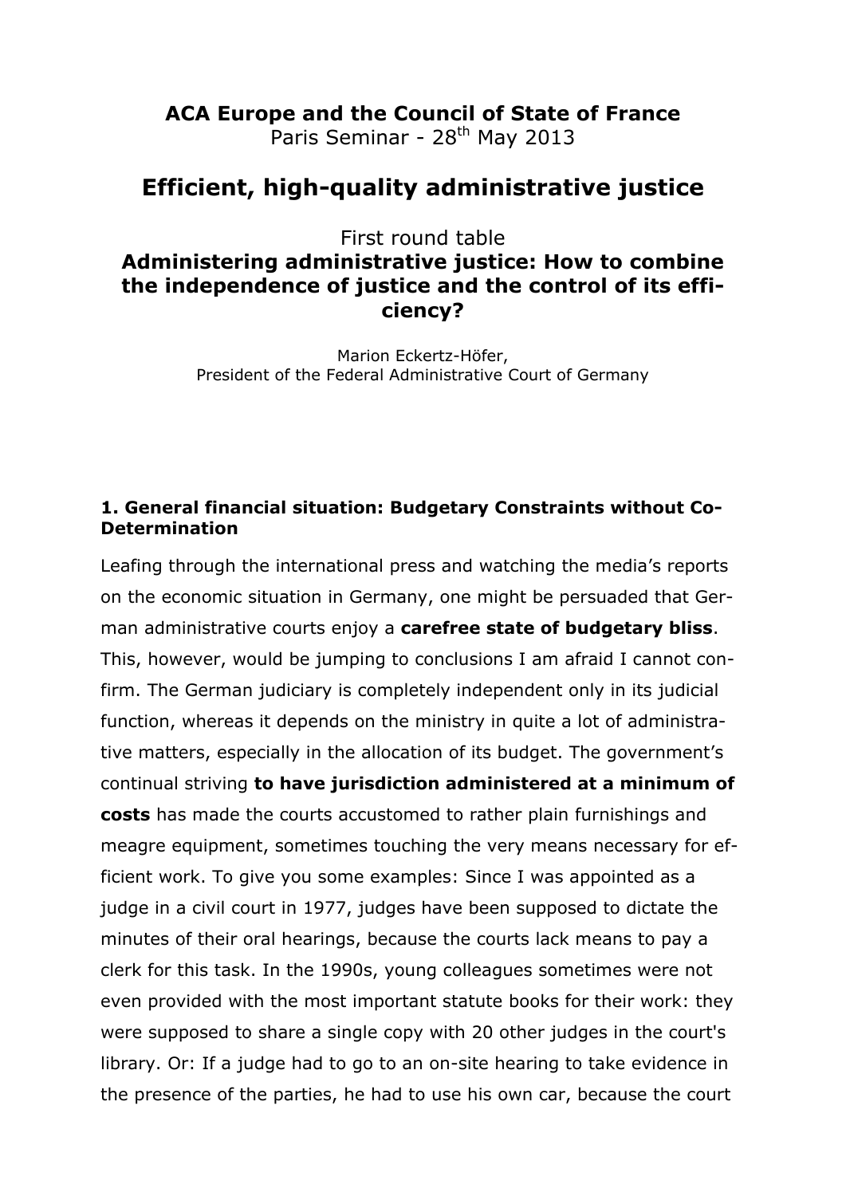**ACA Europe and the Council of State of France**
Paris Seminar - 28th May 2013

# Efficient, high-quality administrative justice

First round table

**Administering administrative justice: How to combine the independence of justice and the control of its efficiency?**

Marion Eckertz-Höfer,
President of the Federal Administrative Court of Germany

## 1. General financial situation: Budgetary Constraints without Co-Determination

Leafing through the international press and watching the media's reports on the economic situation in Germany, one might be persuaded that German administrative courts enjoy a **carefree state of budgetary bliss**. This, however, would be jumping to conclusions I am afraid I cannot confirm. The German judiciary is completely independent only in its judicial function, whereas it depends on the ministry in quite a lot of administrative matters, especially in the allocation of its budget. The government's continual striving **to have jurisdiction administered at a minimum of costs** has made the courts accustomed to rather plain furnishings and meagre equipment, sometimes touching the very means necessary for efficient work. To give you some examples: Since I was appointed as a judge in a civil court in 1977, judges have been supposed to dictate the minutes of their oral hearings, because the courts lack means to pay a clerk for this task. In the 1990s, young colleagues sometimes were not even provided with the most important statute books for their work: they were supposed to share a single copy with 20 other judges in the court's library. Or: If a judge had to go to an on-site hearing to take evidence in the presence of the parties, he had to use his own car, because the court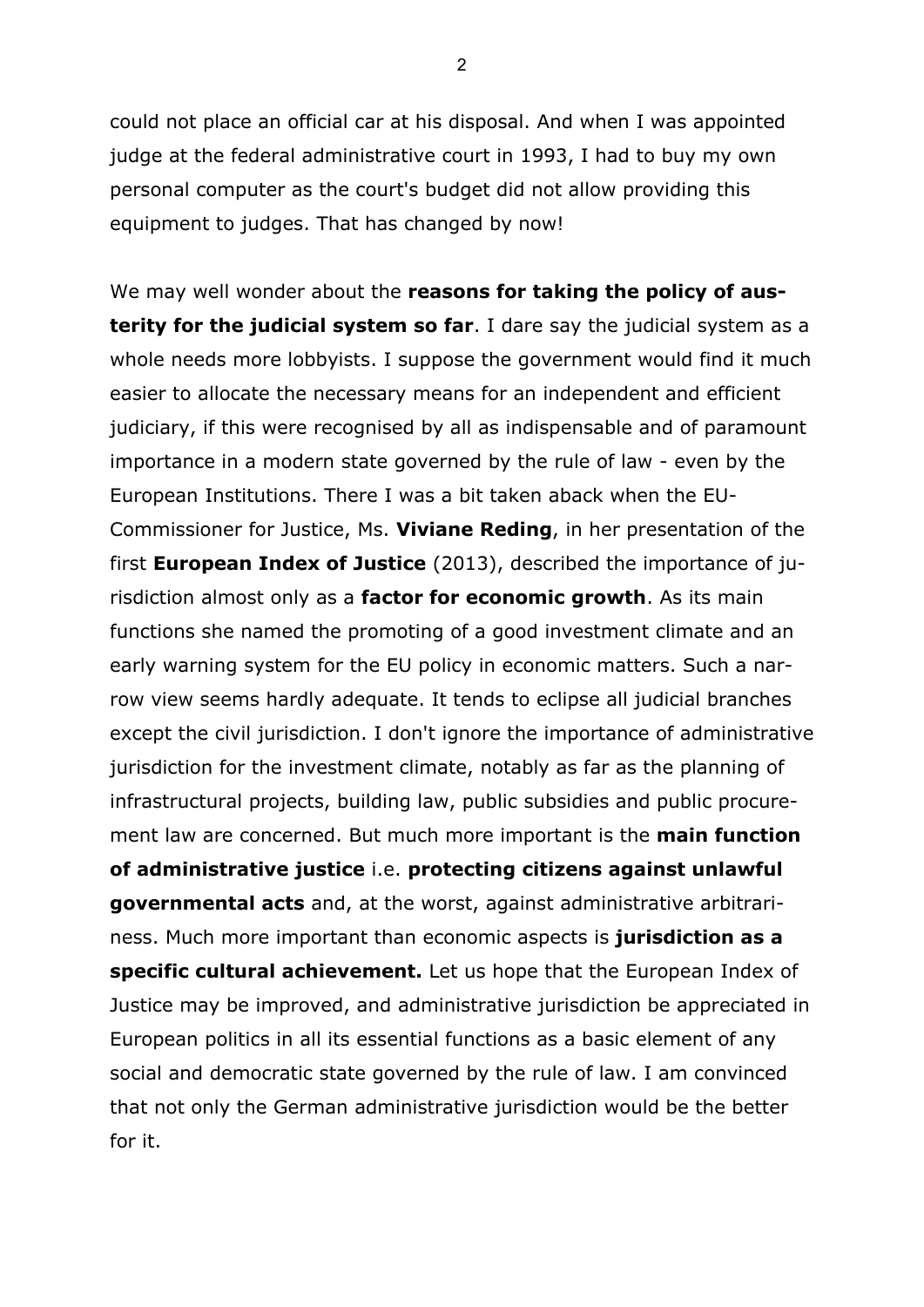could not place an official car at his disposal. And when I was appointed judge at the federal administrative court in 1993, I had to buy my own personal computer as the court's budget did not allow providing this equipment to judges. That has changed by now!

We may well wonder about the **reasons for taking the policy of austerity for the judicial system so far**. I dare say the judicial system as a whole needs more lobbyists. I suppose the government would find it much easier to allocate the necessary means for an independent and efficient judiciary, if this were recognised by all as indispensable and of paramount importance in a modern state governed by the rule of law - even by the European Institutions. There I was a bit taken aback when the EU-Commissioner for Justice, Ms. **Viviane Reding**, in her presentation of the first **European Index of Justice** (2013), described the importance of jurisdiction almost only as a **factor for economic growth**. As its main functions she named the promoting of a good investment climate and an early warning system for the EU policy in economic matters. Such a narrow view seems hardly adequate. It tends to eclipse all judicial branches except the civil jurisdiction. I don't ignore the importance of administrative jurisdiction for the investment climate, notably as far as the planning of infrastructural projects, building law, public subsidies and public procurement law are concerned. But much more important is the **main function of administrative justice** i.e. **protecting citizens against unlawful governmental acts** and, at the worst, against administrative arbitrariness. Much more important than economic aspects is **jurisdiction as a specific cultural achievement.** Let us hope that the European Index of Justice may be improved, and administrative jurisdiction be appreciated in European politics in all its essential functions as a basic element of any social and democratic state governed by the rule of law. I am convinced that not only the German administrative jurisdiction would be the better for it.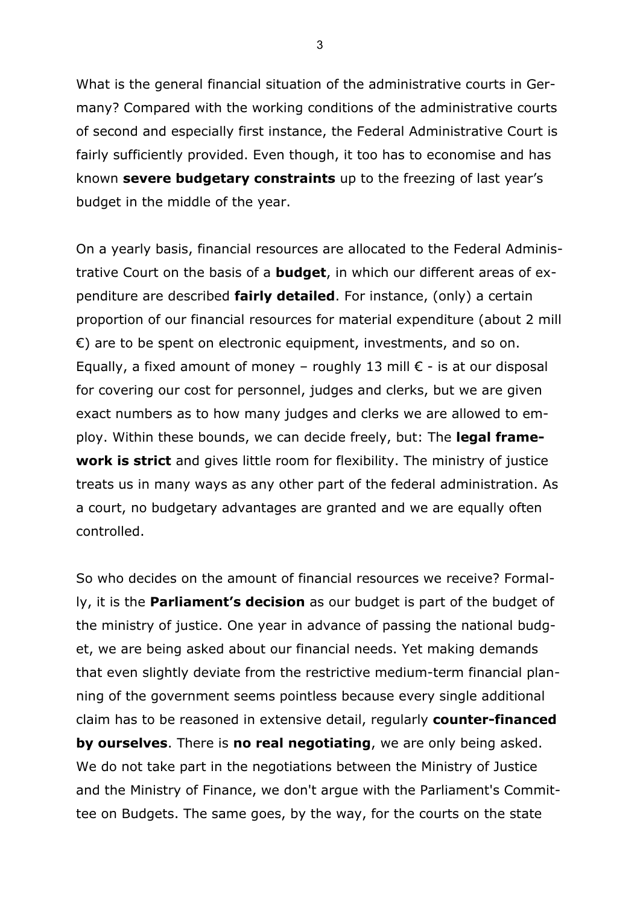What is the general financial situation of the administrative courts in Germany? Compared with the working conditions of the administrative courts of second and especially first instance, the Federal Administrative Court is fairly sufficiently provided. Even though, it too has to economise and has known **severe budgetary constraints** up to the freezing of last year's budget in the middle of the year.

On a yearly basis, financial resources are allocated to the Federal Administrative Court on the basis of a **budget**, in which our different areas of expenditure are described **fairly detailed**. For instance, (only) a certain proportion of our financial resources for material expenditure (about 2 mill €) are to be spent on electronic equipment, investments, and so on. Equally, a fixed amount of money – roughly 13 mill € - is at our disposal for covering our cost for personnel, judges and clerks, but we are given exact numbers as to how many judges and clerks we are allowed to employ. Within these bounds, we can decide freely, but: The **legal framework is strict** and gives little room for flexibility. The ministry of justice treats us in many ways as any other part of the federal administration. As a court, no budgetary advantages are granted and we are equally often controlled.

So who decides on the amount of financial resources we receive? Formally, it is the **Parliament's decision** as our budget is part of the budget of the ministry of justice. One year in advance of passing the national budget, we are being asked about our financial needs. Yet making demands that even slightly deviate from the restrictive medium-term financial planning of the government seems pointless because every single additional claim has to be reasoned in extensive detail, regularly **counter-financed by ourselves**. There is **no real negotiating**, we are only being asked. We do not take part in the negotiations between the Ministry of Justice and the Ministry of Finance, we don't argue with the Parliament's Committee on Budgets. The same goes, by the way, for the courts on the state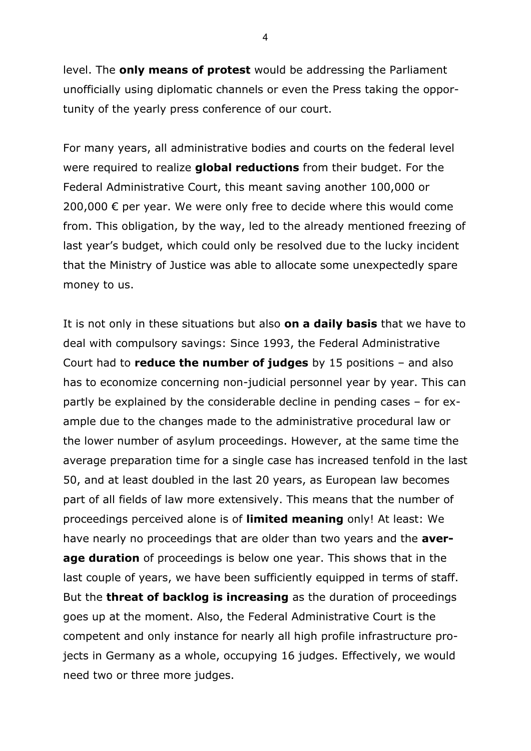level. The **only means of protest** would be addressing the Parliament unofficially using diplomatic channels or even the Press taking the opportunity of the yearly press conference of our court.

For many years, all administrative bodies and courts on the federal level were required to realize **global reductions** from their budget. For the Federal Administrative Court, this meant saving another 100,000 or 200,000 € per year. We were only free to decide where this would come from. This obligation, by the way, led to the already mentioned freezing of last year's budget, which could only be resolved due to the lucky incident that the Ministry of Justice was able to allocate some unexpectedly spare money to us.

It is not only in these situations but also **on a daily basis** that we have to deal with compulsory savings: Since 1993, the Federal Administrative Court had to **reduce the number of judges** by 15 positions – and also has to economize concerning non-judicial personnel year by year. This can partly be explained by the considerable decline in pending cases – for example due to the changes made to the administrative procedural law or the lower number of asylum proceedings. However, at the same time the average preparation time for a single case has increased tenfold in the last 50, and at least doubled in the last 20 years, as European law becomes part of all fields of law more extensively. This means that the number of proceedings perceived alone is of **limited meaning** only! At least: We have nearly no proceedings that are older than two years and the **average duration** of proceedings is below one year. This shows that in the last couple of years, we have been sufficiently equipped in terms of staff. But the **threat of backlog is increasing** as the duration of proceedings goes up at the moment. Also, the Federal Administrative Court is the competent and only instance for nearly all high profile infrastructure projects in Germany as a whole, occupying 16 judges. Effectively, we would need two or three more judges.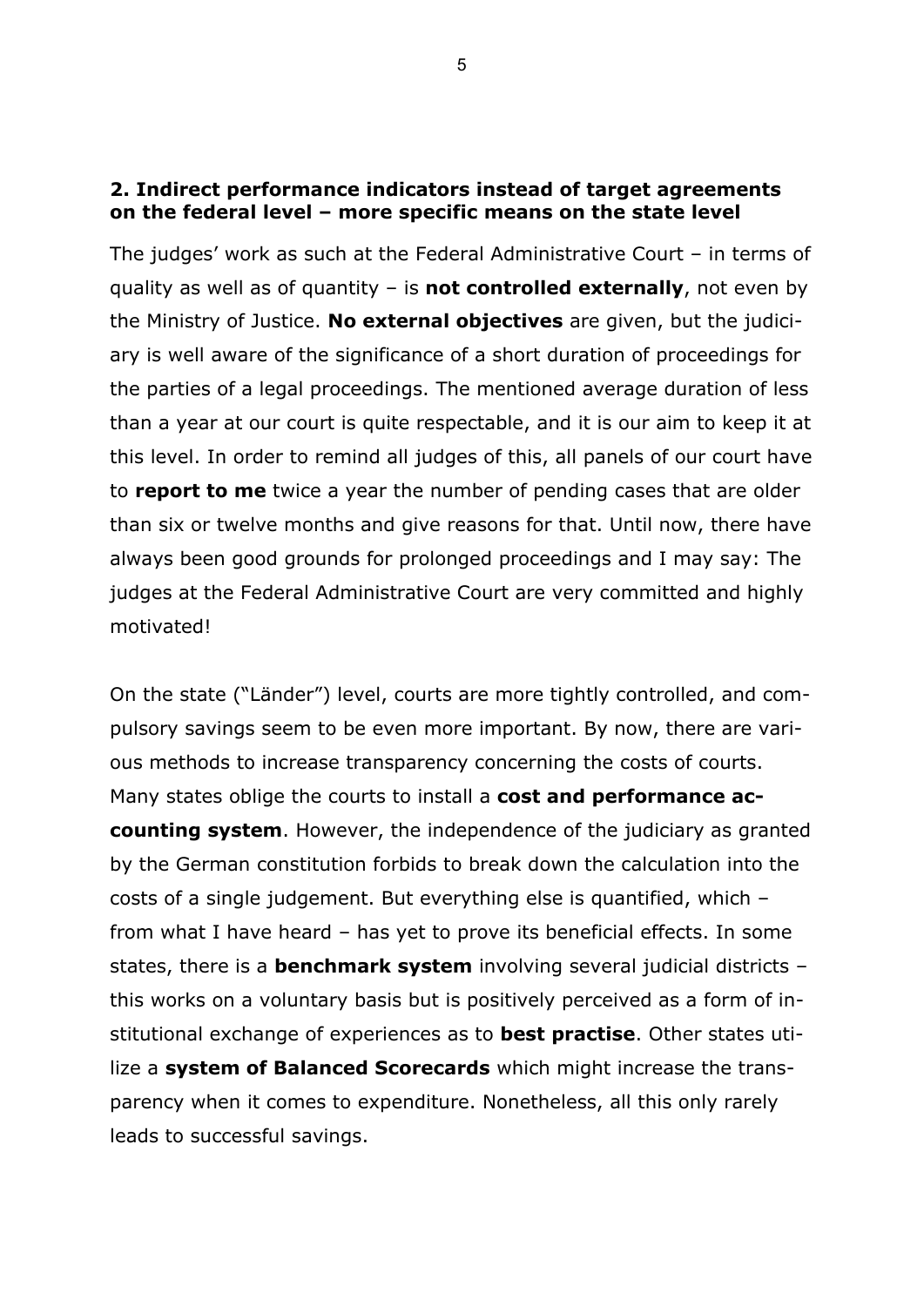## 2. Indirect performance indicators instead of target agreements on the federal level – more specific means on the state level

The judges' work as such at the Federal Administrative Court – in terms of quality as well as of quantity – is **not controlled externally**, not even by the Ministry of Justice. **No external objectives** are given, but the judiciary is well aware of the significance of a short duration of proceedings for the parties of a legal proceedings. The mentioned average duration of less than a year at our court is quite respectable, and it is our aim to keep it at this level. In order to remind all judges of this, all panels of our court have to **report to me** twice a year the number of pending cases that are older than six or twelve months and give reasons for that. Until now, there have always been good grounds for prolonged proceedings and I may say: The judges at the Federal Administrative Court are very committed and highly motivated!

On the state ("Länder") level, courts are more tightly controlled, and compulsory savings seem to be even more important. By now, there are various methods to increase transparency concerning the costs of courts. Many states oblige the courts to install a **cost and performance accounting system**. However, the independence of the judiciary as granted by the German constitution forbids to break down the calculation into the costs of a single judgement. But everything else is quantified, which – from what I have heard – has yet to prove its beneficial effects. In some states, there is a **benchmark system** involving several judicial districts – this works on a voluntary basis but is positively perceived as a form of institutional exchange of experiences as to **best practise**. Other states utilize a **system of Balanced Scorecards** which might increase the transparency when it comes to expenditure. Nonetheless, all this only rarely leads to successful savings.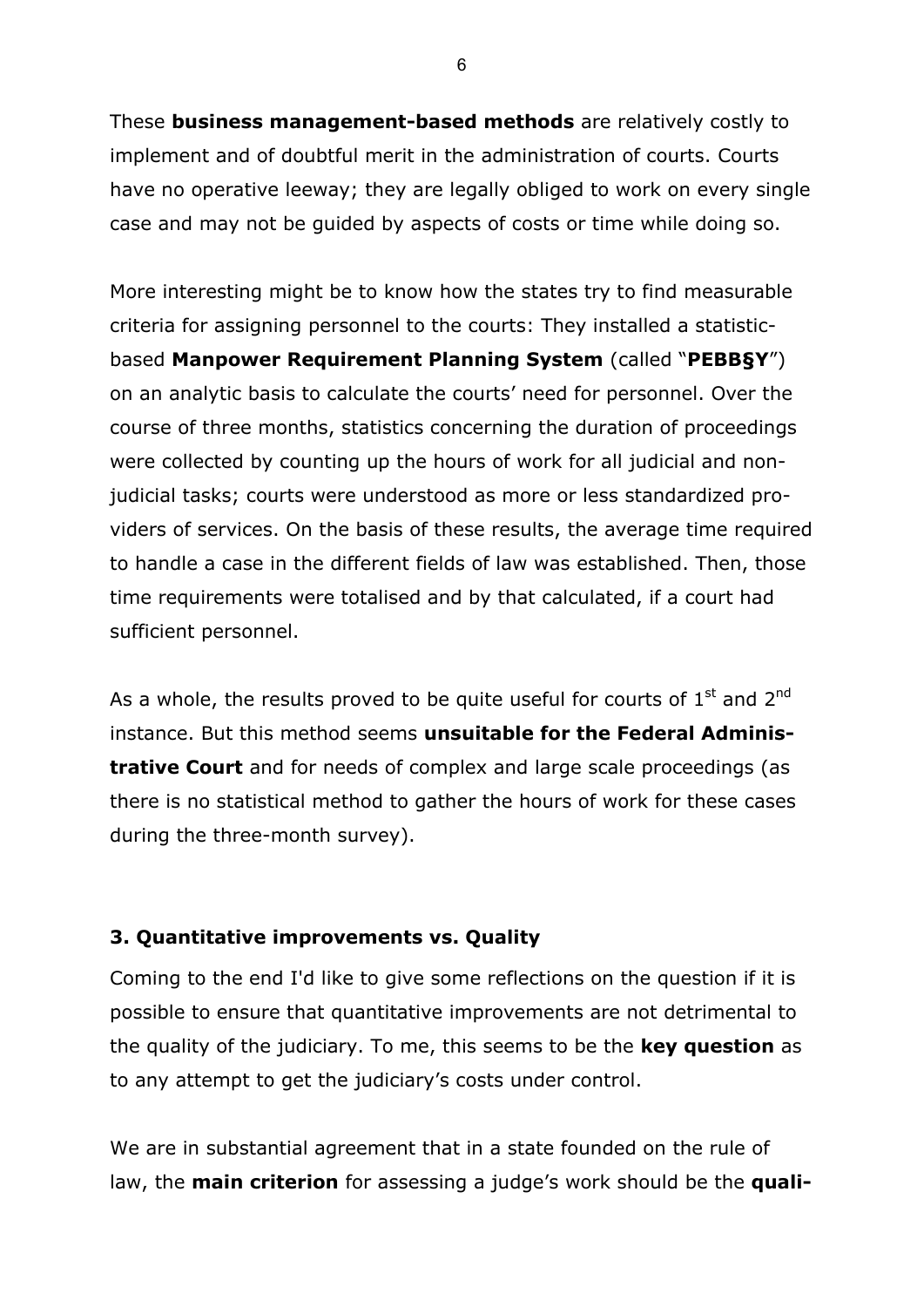These **business management-based methods** are relatively costly to implement and of doubtful merit in the administration of courts. Courts have no operative leeway; they are legally obliged to work on every single case and may not be guided by aspects of costs or time while doing so.

More interesting might be to know how the states try to find measurable criteria for assigning personnel to the courts: They installed a statistic-based **Manpower Requirement Planning System** (called "**PEBB§Y**") on an analytic basis to calculate the courts' need for personnel. Over the course of three months, statistics concerning the duration of proceedings were collected by counting up the hours of work for all judicial and non-judicial tasks; courts were understood as more or less standardized providers of services. On the basis of these results, the average time required to handle a case in the different fields of law was established. Then, those time requirements were totalised and by that calculated, if a court had sufficient personnel.

As a whole, the results proved to be quite useful for courts of 1st and 2nd instance. But this method seems **unsuitable for the Federal Administrative Court** and for needs of complex and large scale proceedings (as there is no statistical method to gather the hours of work for these cases during the three-month survey).

### 3. Quantitative improvements vs. Quality

Coming to the end I'd like to give some reflections on the question if it is possible to ensure that quantitative improvements are not detrimental to the quality of the judiciary. To me, this seems to be the **key question** as to any attempt to get the judiciary's costs under control.

We are in substantial agreement that in a state founded on the rule of law, the **main criterion** for assessing a judge's work should be the **quali-**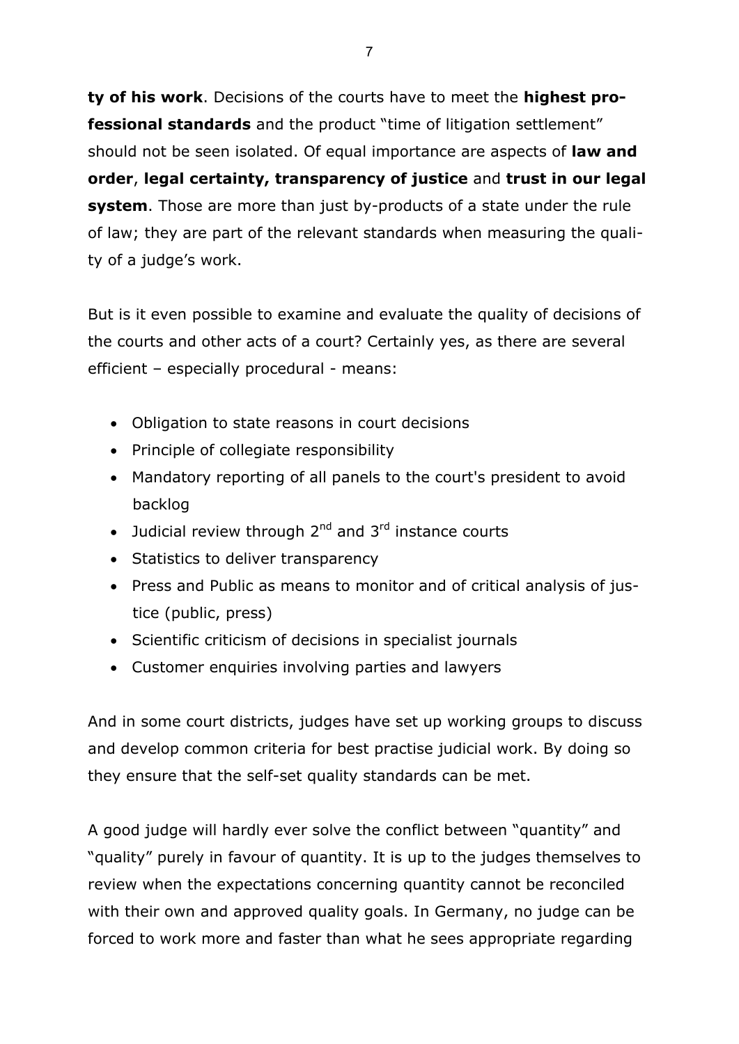**ty of his work**. Decisions of the courts have to meet the **highest professional standards** and the product "time of litigation settlement" should not be seen isolated. Of equal importance are aspects of **law and order**, **legal certainty, transparency of justice** and **trust in our legal system**. Those are more than just by-products of a state under the rule of law; they are part of the relevant standards when measuring the quality of a judge's work.

But is it even possible to examine and evaluate the quality of decisions of the courts and other acts of a court? Certainly yes, as there are several efficient – especially procedural - means:

- Obligation to state reasons in court decisions
- Principle of collegiate responsibility
- Mandatory reporting of all panels to the court's president to avoid backlog
- Judicial review through 2nd and 3rd instance courts
- Statistics to deliver transparency
- Press and Public as means to monitor and of critical analysis of justice (public, press)
- Scientific criticism of decisions in specialist journals
- Customer enquiries involving parties and lawyers

And in some court districts, judges have set up working groups to discuss and develop common criteria for best practise judicial work. By doing so they ensure that the self-set quality standards can be met.

A good judge will hardly ever solve the conflict between "quantity" and "quality" purely in favour of quantity. It is up to the judges themselves to review when the expectations concerning quantity cannot be reconciled with their own and approved quality goals. In Germany, no judge can be forced to work more and faster than what he sees appropriate regarding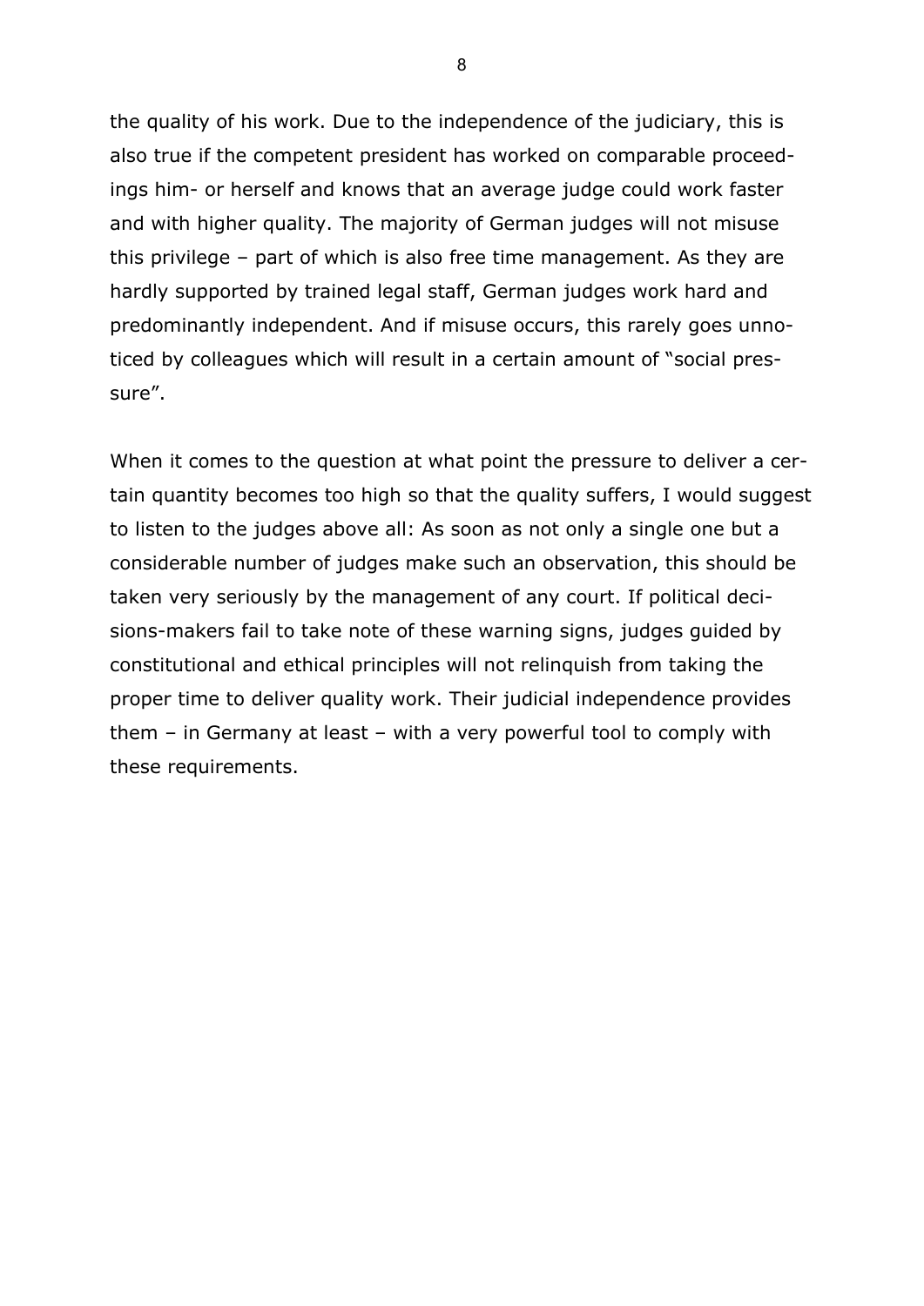the quality of his work. Due to the independence of the judiciary, this is also true if the competent president has worked on comparable proceedings him- or herself and knows that an average judge could work faster and with higher quality. The majority of German judges will not misuse this privilege – part of which is also free time management. As they are hardly supported by trained legal staff, German judges work hard and predominantly independent. And if misuse occurs, this rarely goes unnoticed by colleagues which will result in a certain amount of "social pressure".

When it comes to the question at what point the pressure to deliver a certain quantity becomes too high so that the quality suffers, I would suggest to listen to the judges above all: As soon as not only a single one but a considerable number of judges make such an observation, this should be taken very seriously by the management of any court. If political decisions-makers fail to take note of these warning signs, judges guided by constitutional and ethical principles will not relinquish from taking the proper time to deliver quality work. Their judicial independence provides them – in Germany at least – with a very powerful tool to comply with these requirements.